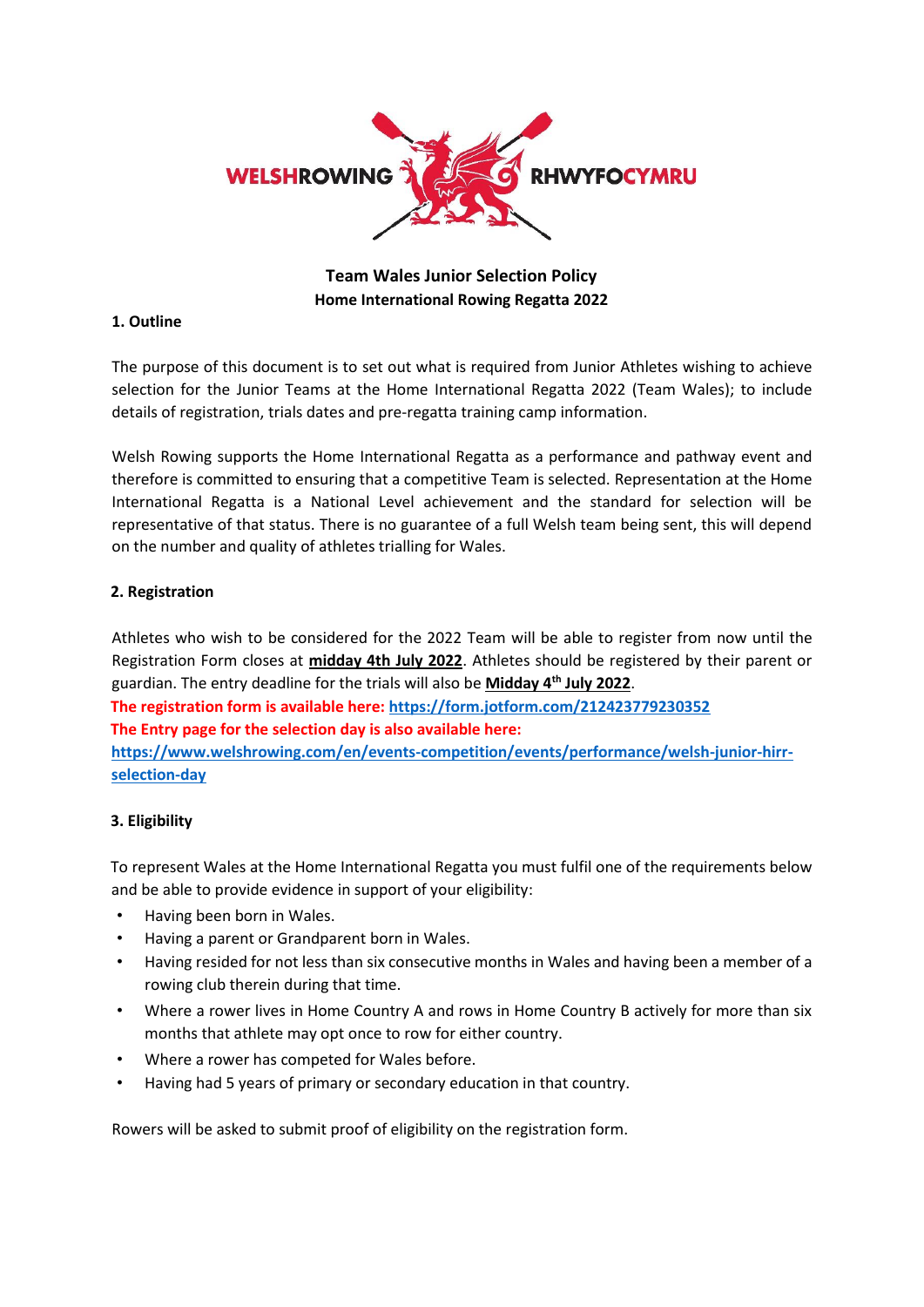# Team Wales Junior Selection Policy

## Home International Rowing Regatta 2022

### 1. Outline

The purpose of this document is to set out what is required from Junior Athletes wishing to achieve selection for the Junior Teams at the Home International Regatta 2022 (Team Wales); to include details of registration, trials dates and pre-regatta training camp information.

Welsh Rowing supports the Home International Regatta as a performance and pathway event and therefore is committed to ensuring that a competitive Team is selected. Representation at the Home International Regatta is a National Level achievement and the standard for selection will be representative of that status. There is no guarantee of a full Welsh team being sent, this will depend on the number and quality of athletes trialling for Wales.

### 2. Registration

Athletes who wish to be considered for the 2022 Team will be able to register from now until the Registration Form closes at **midday 4th July 2022**. Athletes should be registered by their parent or guardian. The entry deadline for the trials will also be **Midday 4th July 2022**.

**The registration form is available here: https://form.jotform.com/212423779230352**

**The Entry page for the selection day is also available here:**

**https://www.welshrowing.com/en/events-competition/events/performance/welsh-junior-hirr-selection-day**

### 3. Eligibility

To represent Wales at the Home International Regatta you must fulfil one of the requirements below and be able to provide evidence in support of your eligibility:

- Having been born in Wales.
- Having a parent or Grandparent born in Wales.
- Having resided for not less than six consecutive months in Wales and having been a member of a rowing club therein during that time.
- Where a rower lives in Home Country A and rows in Home Country B actively for more than six months that athlete may opt once to row for either country.
- Where a rower has competed for Wales before.
- Having had 5 years of primary or secondary education in that country.

Rowers will be asked to submit proof of eligibility on the registration form.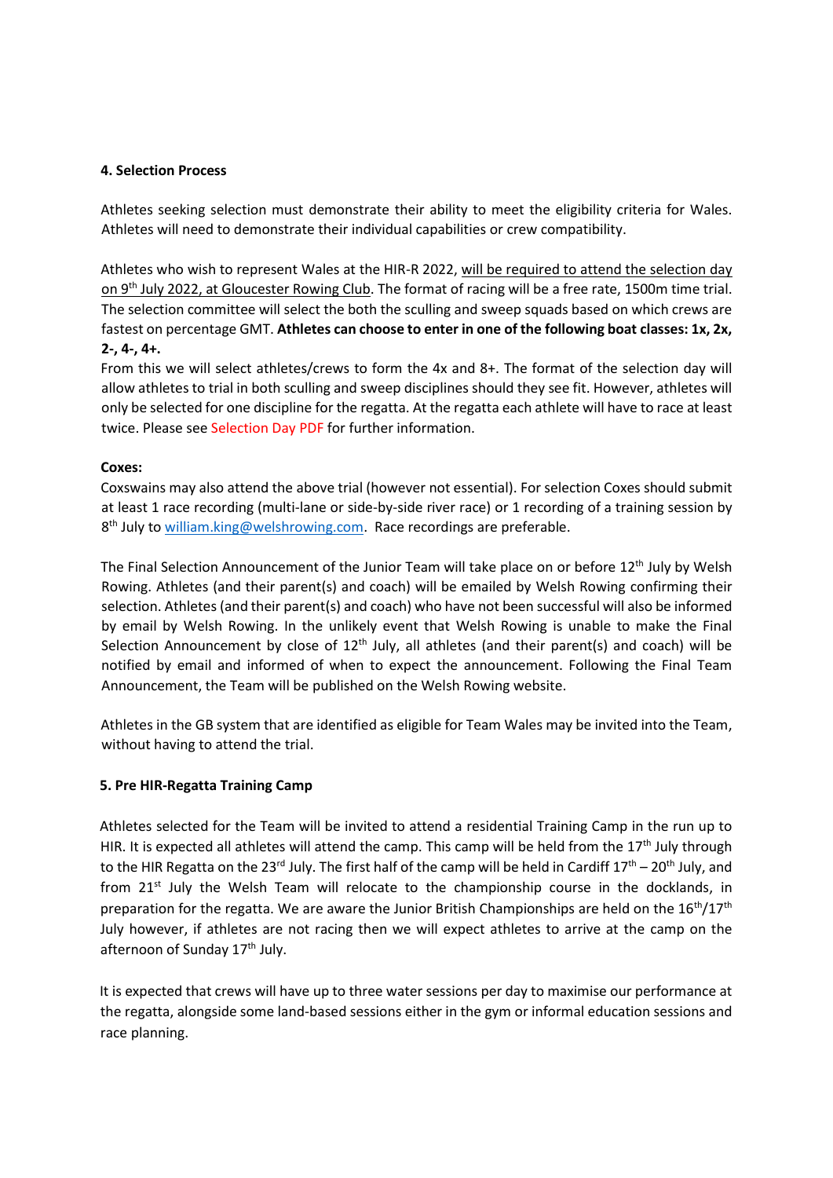## 4. Selection Process

Athletes seeking selection must demonstrate their ability to meet the eligibility criteria for Wales. Athletes will need to demonstrate their individual capabilities or crew compatibility.

Athletes who wish to represent Wales at the HIR-R 2022, will be required to attend the selection day on 9th July 2022, at Gloucester Rowing Club. The format of racing will be a free rate, 1500m time trial. The selection committee will select the both the sculling and sweep squads based on which crews are fastest on percentage GMT. **Athletes can choose to enter in one of the following boat classes: 1x, 2x, 2-, 4-, 4+.**
From this we will select athletes/crews to form the 4x and 8+. The format of the selection day will allow athletes to trial in both sculling and sweep disciplines should they see fit. However, athletes will only be selected for one discipline for the regatta. At the regatta each athlete will have to race at least twice. Please see Selection Day PDF for further information.

**Coxes:**
Coxswains may also attend the above trial (however not essential). For selection Coxes should submit at least 1 race recording (multi-lane or side-by-side river race) or 1 recording of a training session by 8th July to william.king@welshrowing.com. Race recordings are preferable.

The Final Selection Announcement of the Junior Team will take place on or before 12th July by Welsh Rowing. Athletes (and their parent(s) and coach) will be emailed by Welsh Rowing confirming their selection. Athletes (and their parent(s) and coach) who have not been successful will also be informed by email by Welsh Rowing. In the unlikely event that Welsh Rowing is unable to make the Final Selection Announcement by close of 12th July, all athletes (and their parent(s) and coach) will be notified by email and informed of when to expect the announcement. Following the Final Team Announcement, the Team will be published on the Welsh Rowing website.

Athletes in the GB system that are identified as eligible for Team Wales may be invited into the Team, without having to attend the trial.

## 5. Pre HIR-Regatta Training Camp

Athletes selected for the Team will be invited to attend a residential Training Camp in the run up to HIR. It is expected all athletes will attend the camp. This camp will be held from the 17th July through to the HIR Regatta on the 23rd July. The first half of the camp will be held in Cardiff 17th – 20th July, and from 21st July the Welsh Team will relocate to the championship course in the docklands, in preparation for the regatta. We are aware the Junior British Championships are held on the 16th/17th July however, if athletes are not racing then we will expect athletes to arrive at the camp on the afternoon of Sunday 17th July.

It is expected that crews will have up to three water sessions per day to maximise our performance at the regatta, alongside some land-based sessions either in the gym or informal education sessions and race planning.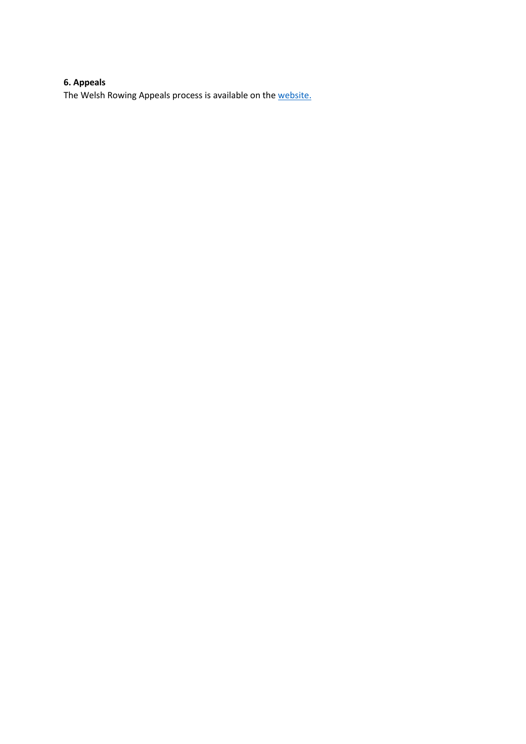**6. Appeals**

The Welsh Rowing Appeals process is available on the website.